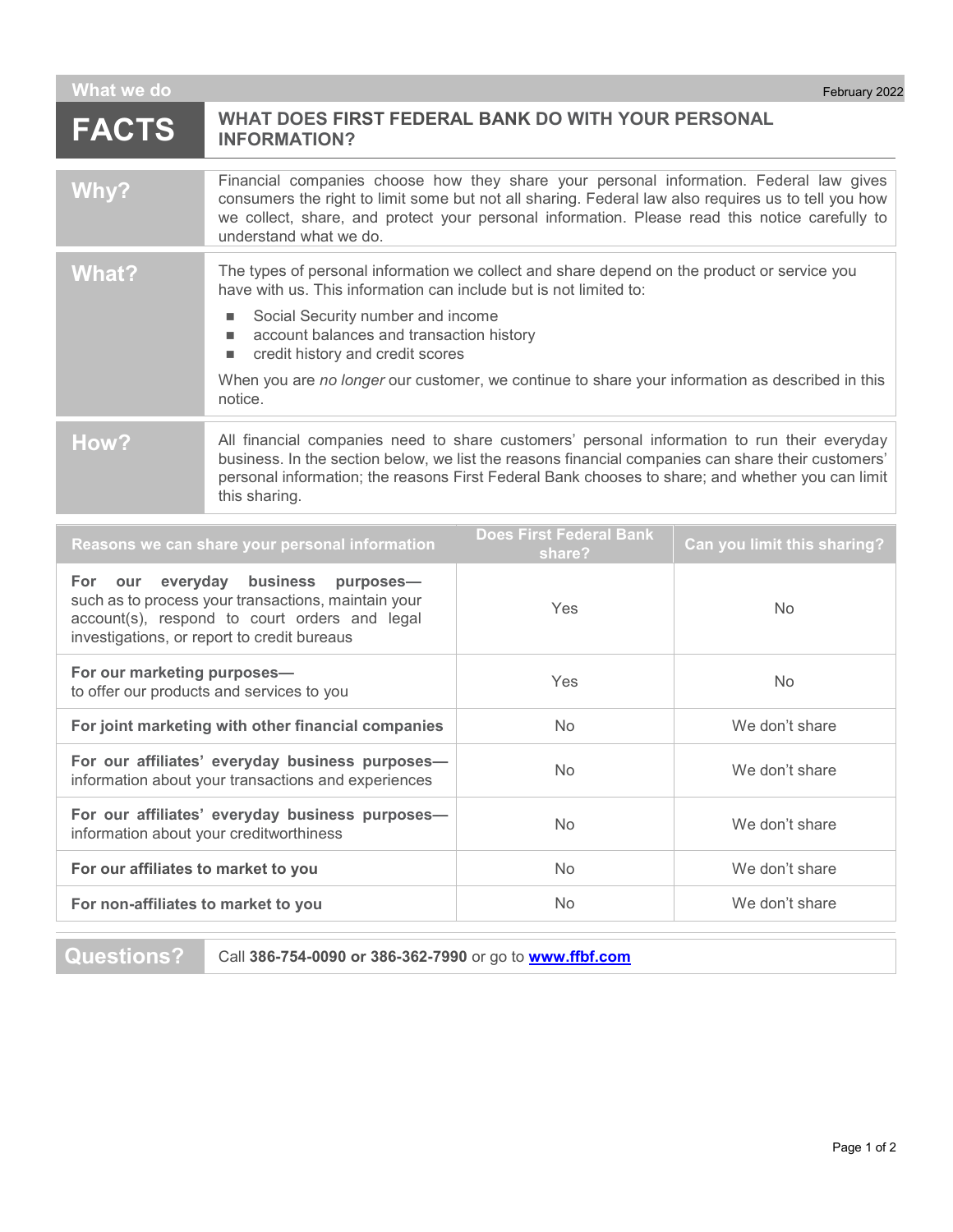What we do — February 2022

# FACTS — WHAT DOES FIRST FEDERAL BANK DO WITH YOUR PERSONAL INFORMATION?

## Why?

Financial companies choose how they share your personal information. Federal law gives consumers the right to limit some but not all sharing. Federal law also requires us to tell you how we collect, share, and protect your personal information. Please read this notice carefully to understand what we do.

## What?

The types of personal information we collect and share depend on the product or service you have with us. This information can include but is not limited to:

- Social Security number and income
- account balances and transaction history
- credit history and credit scores

When you are *no longer* our customer, we continue to share your information as described in this notice.

## How?

All financial companies need to share customers' personal information to run their everyday business. In the section below, we list the reasons financial companies can share their customers' personal information; the reasons First Federal Bank chooses to share; and whether you can limit this sharing.

| Reasons we can share your personal information | Does First Federal Bank share? | Can you limit this sharing? |
|---|---|---|
| **For our everyday business purposes—** such as to process your transactions, maintain your account(s), respond to court orders and legal investigations, or report to credit bureaus | Yes | No |
| **For our marketing purposes—** to offer our products and services to you | Yes | No |
| **For joint marketing with other financial companies** | No | We don't share |
| **For our affiliates' everyday business purposes—** information about your transactions and experiences | No | We don't share |
| **For our affiliates' everyday business purposes—** information about your creditworthiness | No | We don't share |
| **For our affiliates to market to you** | No | We don't share |
| **For non-affiliates to market to you** | No | We don't share |

## Questions?

Call **386-754-0090 or 386-362-7990** or go to **www.ffbf.com**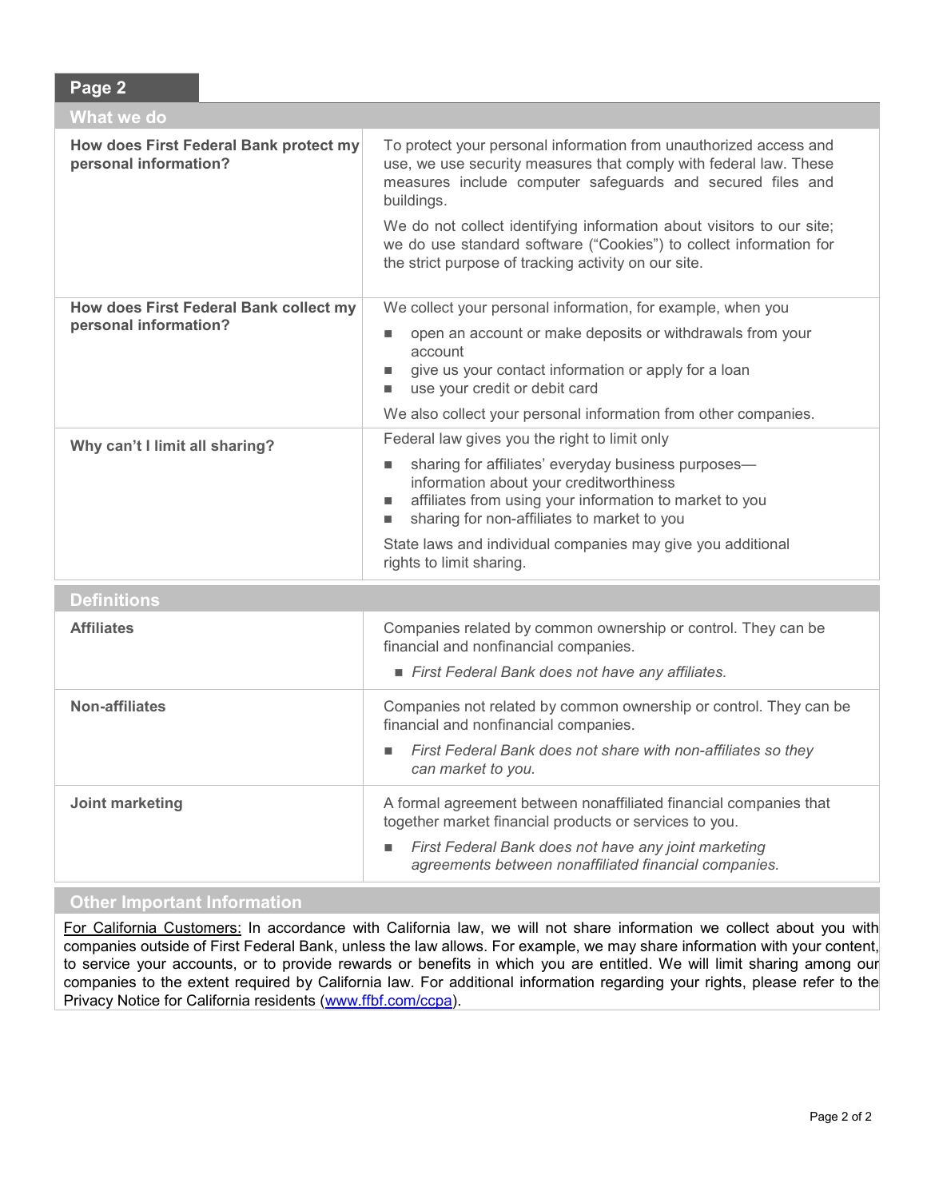## Page 2

| What we do | |
|---|---|
| **How does First Federal Bank protect my personal information?** | To protect your personal information from unauthorized access and use, we use security measures that comply with federal law. These measures include computer safeguards and secured files and buildings.<br><br>We do not collect identifying information about visitors to our site; we do use standard software ("Cookies") to collect information for the strict purpose of tracking activity on our site. |
| **How does First Federal Bank collect my personal information?** | We collect your personal information, for example, when you<br>■ open an account or make deposits or withdrawals from your account<br>■ give us your contact information or apply for a loan<br>■ use your credit or debit card<br><br>We also collect your personal information from other companies. |
| **Why can't I limit all sharing?** | Federal law gives you the right to limit only<br>■ sharing for affiliates' everyday business purposes—information about your creditworthiness<br>■ affiliates from using your information to market to you<br>■ sharing for non-affiliates to market to you<br><br>State laws and individual companies may give you additional rights to limit sharing. |

| Definitions | |
|---|---|
| **Affiliates** | Companies related by common ownership or control. They can be financial and nonfinancial companies.<br>■ *First Federal Bank does not have any affiliates.* |
| **Non-affiliates** | Companies not related by common ownership or control. They can be financial and nonfinancial companies.<br>■ *First Federal Bank does not share with non-affiliates so they can market to you.* |
| **Joint marketing** | A formal agreement between nonaffiliated financial companies that together market financial products or services to you.<br>■ *First Federal Bank does not have any joint marketing agreements between nonaffiliated financial companies.* |

## Other Important Information

For California Customers: In accordance with California law, we will not share information we collect about you with companies outside of First Federal Bank, unless the law allows. For example, we may share information with your content, to service your accounts, or to provide rewards or benefits in which you are entitled. We will limit sharing among our companies to the extent required by California law. For additional information regarding your rights, please refer to the Privacy Notice for California residents (www.ffbf.com/ccpa).